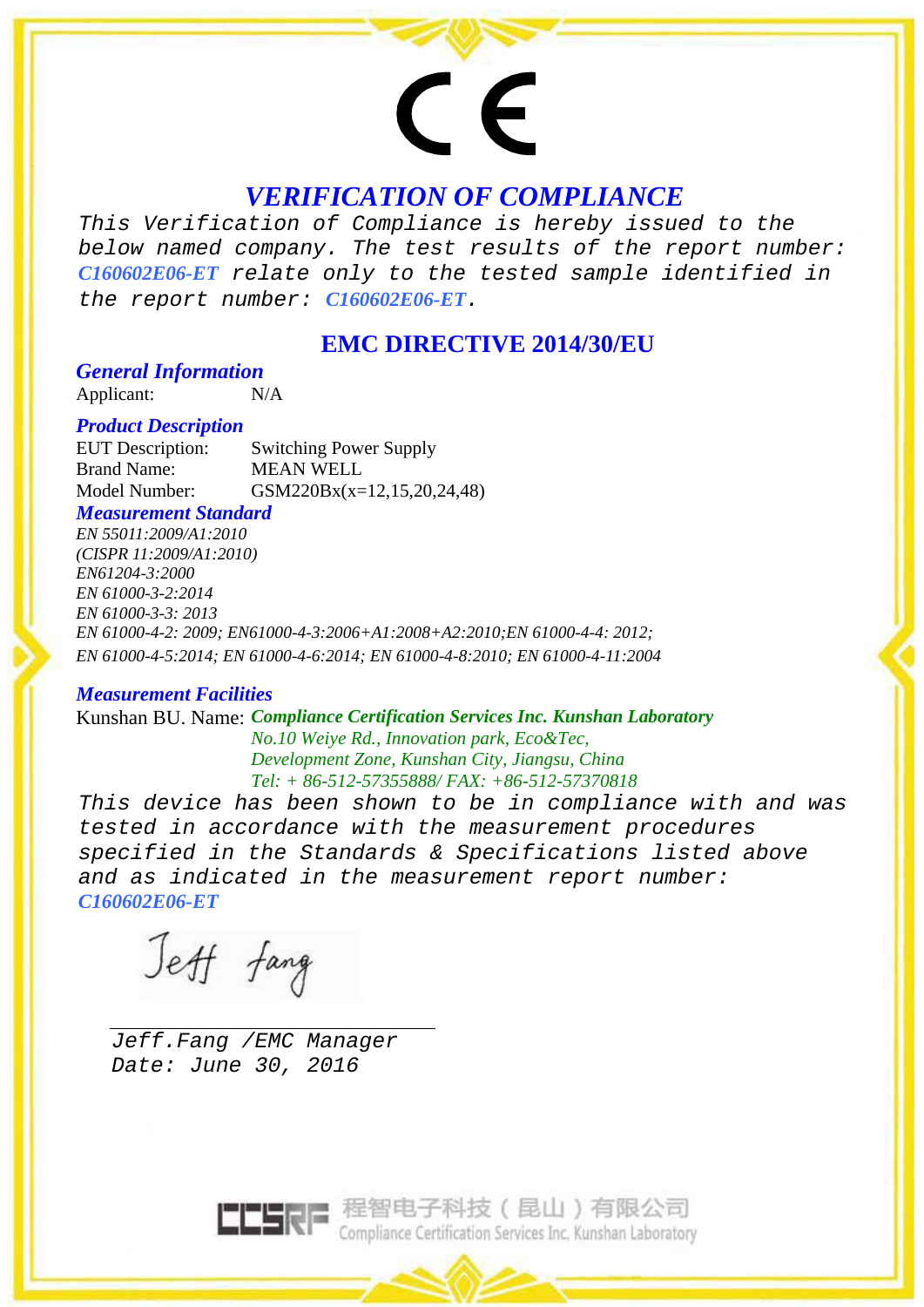CE

# VERIFICATION OF COMPLIANCE

This Verification of Compliance is hereby issued to the below named company. The test results of the report number: **C160602E06-ET** relate only to the tested sample identified in the report number: **C160602E06-ET**.

## EMC DIRECTIVE 2014/30/EU

### General Information

Applicant: N/A

### Product Description

EUT Description: Switching Power Supply
Brand Name: MEAN WELL
Model Number: GSM220Bx(x=12,15,20,24,48)

### Measurement Standard

*EN 55011:2009/A1:2010*
*(CISPR 11:2009/A1:2010)*
*EN61204-3:2000*
*EN 61000-3-2:2014*
*EN 61000-3-3: 2013*
*EN 61000-4-2: 2009; EN61000-4-3:2006+A1:2008+A2:2010;EN 61000-4-4: 2012;*
*EN 61000-4-5:2014; EN 61000-4-6:2014; EN 61000-4-8:2010; EN 61000-4-11:2004*

### Measurement Facilities

Kunshan BU. Name: ***Compliance Certification Services Inc. Kunshan Laboratory***
*No.10 Weiye Rd., Innovation park, Eco&Tec,*
*Development Zone, Kunshan City, Jiangsu, China*
*Tel: + 86-512-57355888/ FAX: +86-512-57370818*

This device has been shown to be in compliance with and was tested in accordance with the measurement procedures specified in the Standards & Specifications listed above and as indicated in the measurement report number: **C160602E06-ET**

Jeff Fang

Jeff.Fang /EMC Manager
Date: June 30, 2016

CCSRF 程智电子科技（昆山）有限公司
Compliance Certification Services Inc. Kunshan Laboratory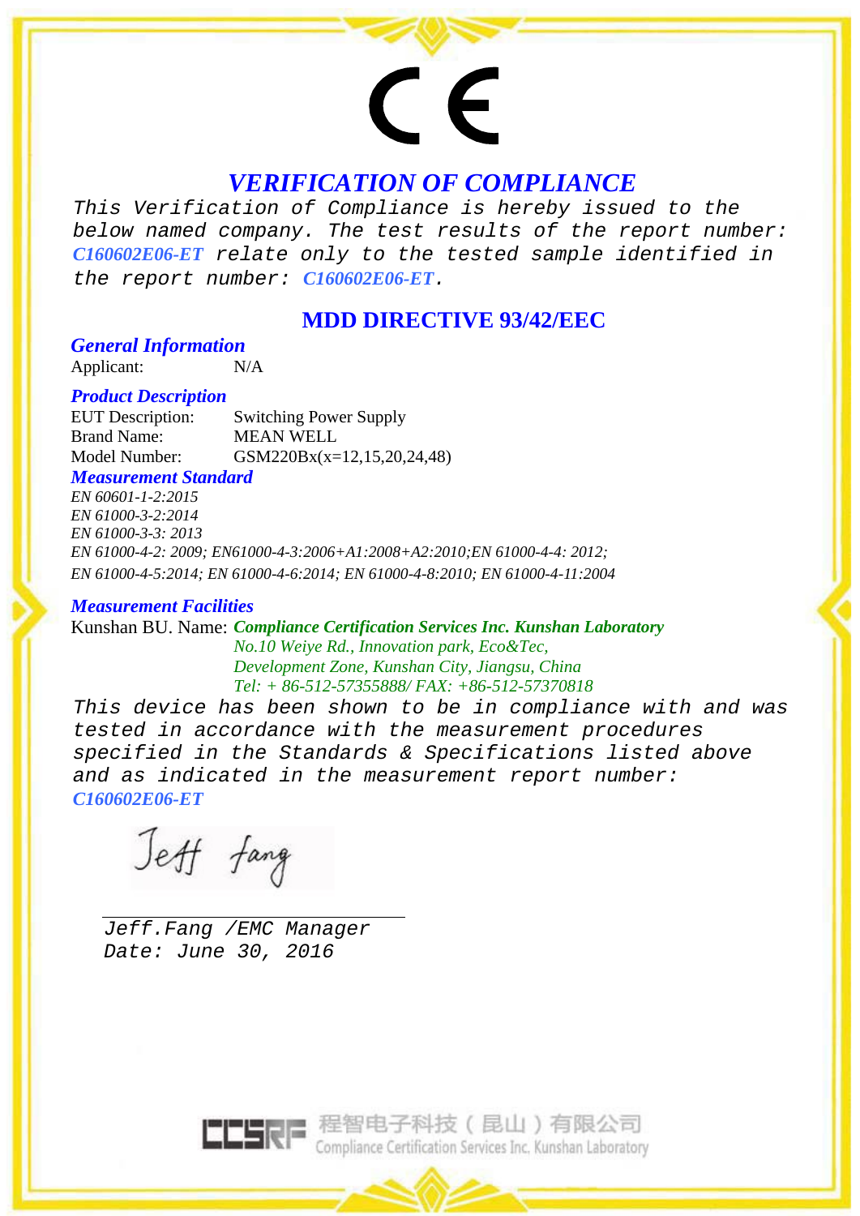CE

# VERIFICATION OF COMPLIANCE

This Verification of Compliance is hereby issued to the below named company. The test results of the report number: **C160602E06-ET** relate only to the tested sample identified in the report number: **C160602E06-ET**.

## MDD DIRECTIVE 93/42/EEC

### General Information

Applicant: N/A

### Product Description

EUT Description: Switching Power Supply
Brand Name: MEAN WELL
Model Number: GSM220Bx(x=12,15,20,24,48)

### Measurement Standard

*EN 60601-1-2:2015*
*EN 61000-3-2:2014*
*EN 61000-3-3: 2013*
*EN 61000-4-2: 2009; EN61000-4-3:2006+A1:2008+A2:2010;EN 61000-4-4: 2012;*
*EN 61000-4-5:2014; EN 61000-4-6:2014; EN 61000-4-8:2010; EN 61000-4-11:2004*

### Measurement Facilities

Kunshan BU. Name: ***Compliance Certification Services Inc. Kunshan Laboratory***
*No.10 Weiye Rd., Innovation park, Eco&Tec,*
*Development Zone, Kunshan City, Jiangsu, China*
*Tel: + 86-512-57355888/ FAX: +86-512-57370818*

This device has been shown to be in compliance with and was tested in accordance with the measurement procedures specified in the Standards & Specifications listed above and as indicated in the measurement report number: **C160602E06-ET**

Jeff Fang

Jeff.Fang /EMC Manager
Date: June 30, 2016

CCSRF 程智电子科技（昆山）有限公司
Compliance Certification Services Inc. Kunshan Laboratory